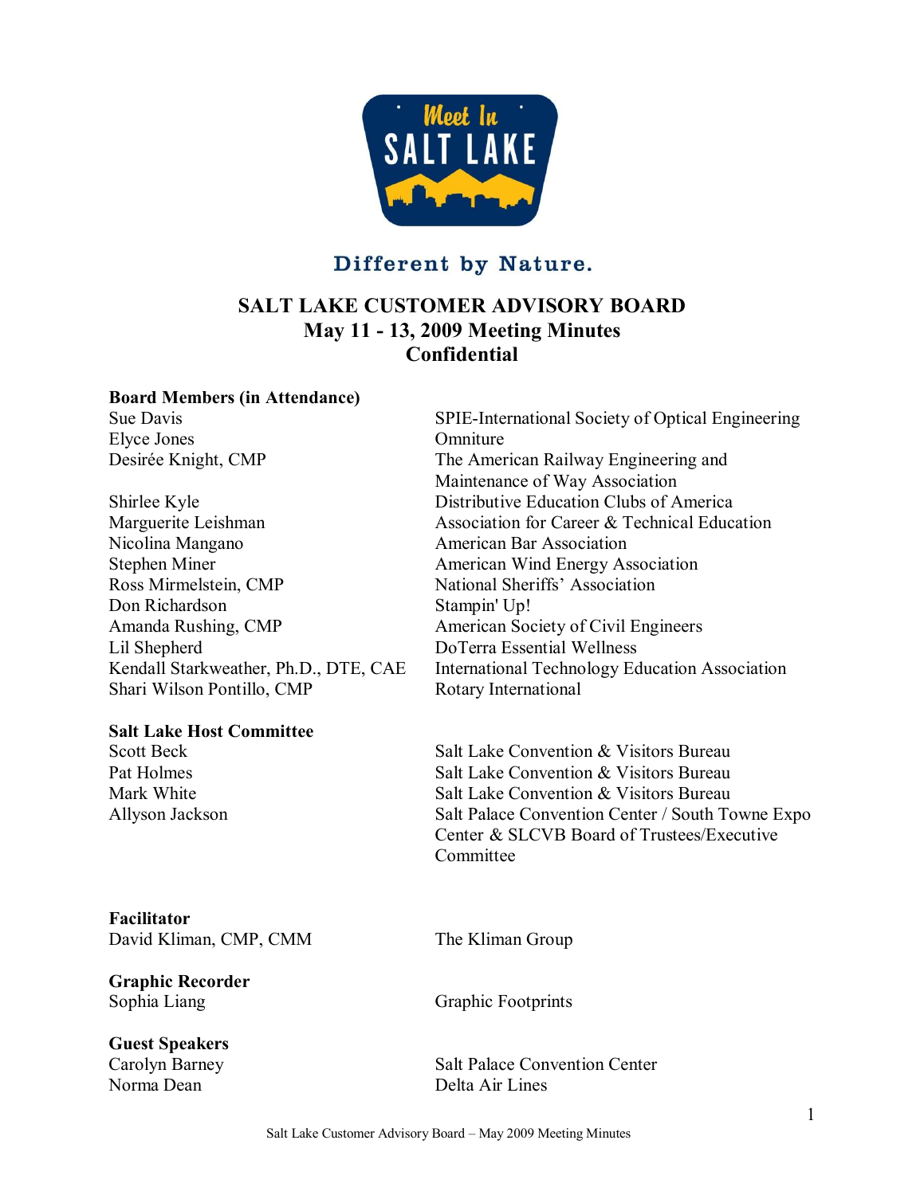Different by Nature.

# SALT LAKE CUSTOMER ADVISORY BOARD
## May 11 - 13, 2009 Meeting Minutes
## Confidential

**Board Members (in Attendance)**

| | |
|---|---|
| Sue Davis | SPIE-International Society of Optical Engineering |
| Elyce Jones | Omniture |
| Desirée Knight, CMP | The American Railway Engineering and Maintenance of Way Association |
| Shirlee Kyle | Distributive Education Clubs of America |
| Marguerite Leishman | Association for Career & Technical Education |
| Nicolina Mangano | American Bar Association |
| Stephen Miner | American Wind Energy Association |
| Ross Mirmelstein, CMP | National Sheriffs' Association |
| Don Richardson | Stampin' Up! |
| Amanda Rushing, CMP | American Society of Civil Engineers |
| Lil Shepherd | DoTerra Essential Wellness |
| Kendall Starkweather, Ph.D., DTE, CAE | International Technology Education Association |
| Shari Wilson Pontillo, CMP | Rotary International |

**Salt Lake Host Committee**

| | |
|---|---|
| Scott Beck | Salt Lake Convention & Visitors Bureau |
| Pat Holmes | Salt Lake Convention & Visitors Bureau |
| Mark White | Salt Lake Convention & Visitors Bureau |
| Allyson Jackson | Salt Palace Convention Center / South Towne Expo Center & SLCVB Board of Trustees/Executive Committee |

**Facilitator**

| | |
|---|---|
| David Kliman, CMP, CMM | The Kliman Group |

**Graphic Recorder**

| | |
|---|---|
| Sophia Liang | Graphic Footprints |

**Guest Speakers**

| | |
|---|---|
| Carolyn Barney | Salt Palace Convention Center |
| Norma Dean | Delta Air Lines |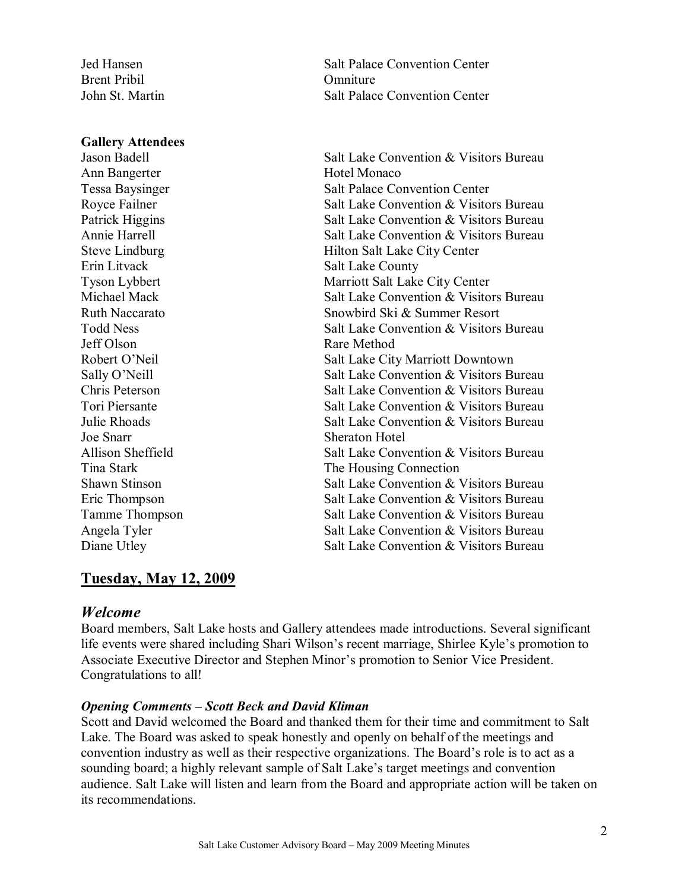| | |
|---|---|
| Jed Hansen | Salt Palace Convention Center |
| Brent Pribil | Omniture |
| John St. Martin | Salt Palace Convention Center |

**Gallery Attendees**

| | |
|---|---|
| Jason Badell | Salt Lake Convention & Visitors Bureau |
| Ann Bangerter | Hotel Monaco |
| Tessa Baysinger | Salt Palace Convention Center |
| Royce Failner | Salt Lake Convention & Visitors Bureau |
| Patrick Higgins | Salt Lake Convention & Visitors Bureau |
| Annie Harrell | Salt Lake Convention & Visitors Bureau |
| Steve Lindburg | Hilton Salt Lake City Center |
| Erin Litvack | Salt Lake County |
| Tyson Lybbert | Marriott Salt Lake City Center |
| Michael Mack | Salt Lake Convention & Visitors Bureau |
| Ruth Naccarato | Snowbird Ski & Summer Resort |
| Todd Ness | Salt Lake Convention & Visitors Bureau |
| Jeff Olson | Rare Method |
| Robert O'Neil | Salt Lake City Marriott Downtown |
| Sally O'Neill | Salt Lake Convention & Visitors Bureau |
| Chris Peterson | Salt Lake Convention & Visitors Bureau |
| Tori Piersante | Salt Lake Convention & Visitors Bureau |
| Julie Rhoads | Salt Lake Convention & Visitors Bureau |
| Joe Snarr | Sheraton Hotel |
| Allison Sheffield | Salt Lake Convention & Visitors Bureau |
| Tina Stark | The Housing Connection |
| Shawn Stinson | Salt Lake Convention & Visitors Bureau |
| Eric Thompson | Salt Lake Convention & Visitors Bureau |
| Tamme Thompson | Salt Lake Convention & Visitors Bureau |
| Angela Tyler | Salt Lake Convention & Visitors Bureau |
| Diane Utley | Salt Lake Convention & Visitors Bureau |

## Tuesday, May 12, 2009

### *Welcome*

Board members, Salt Lake hosts and Gallery attendees made introductions. Several significant life events were shared including Shari Wilson's recent marriage, Shirlee Kyle's promotion to Associate Executive Director and Stephen Minor's promotion to Senior Vice President. Congratulations to all!

#### *Opening Comments – Scott Beck and David Kliman*

Scott and David welcomed the Board and thanked them for their time and commitment to Salt Lake. The Board was asked to speak honestly and openly on behalf of the meetings and convention industry as well as their respective organizations. The Board's role is to act as a sounding board; a highly relevant sample of Salt Lake's target meetings and convention audience. Salt Lake will listen and learn from the Board and appropriate action will be taken on its recommendations.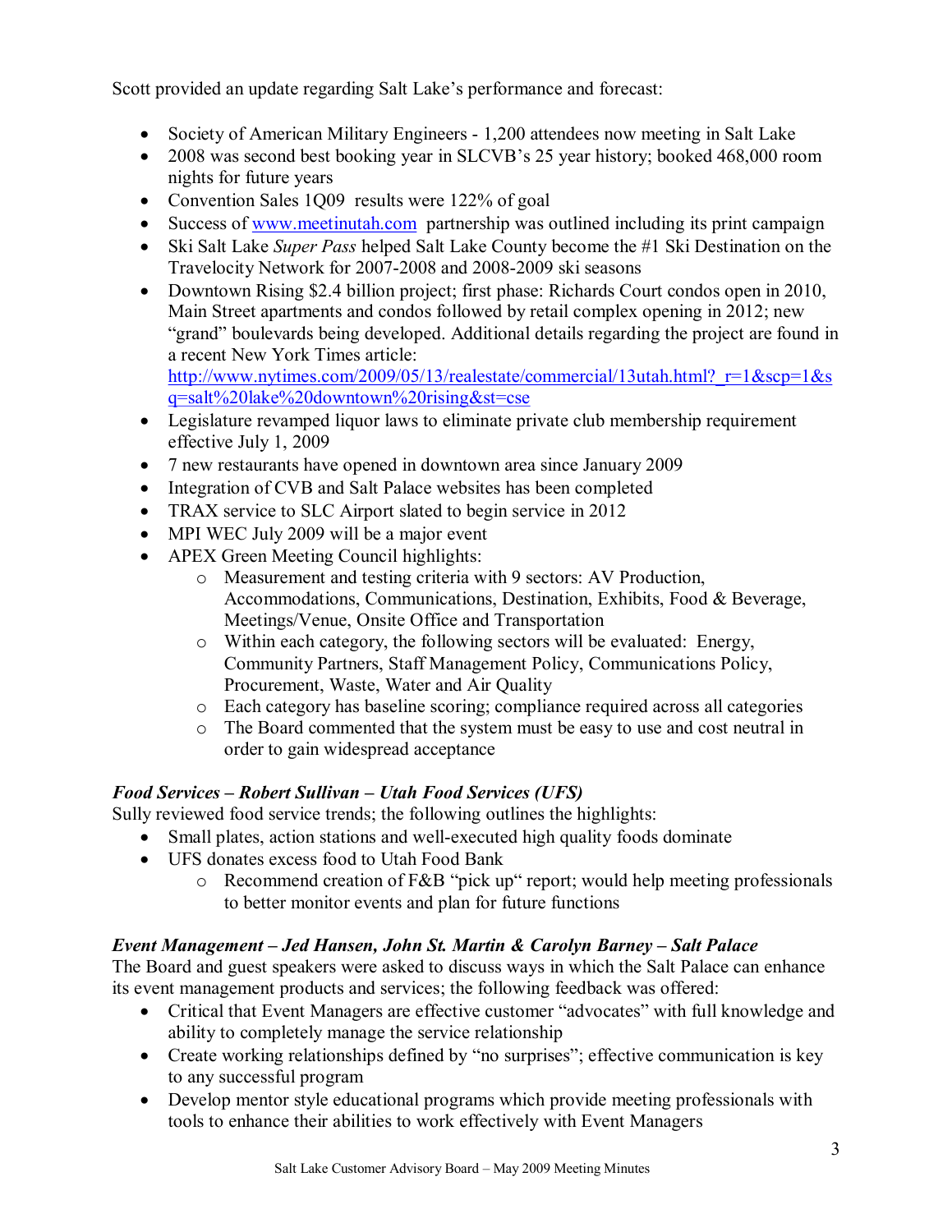Scott provided an update regarding Salt Lake's performance and forecast:

- Society of American Military Engineers - 1,200 attendees now meeting in Salt Lake
- 2008 was second best booking year in SLCVB's 25 year history; booked 468,000 room nights for future years
- Convention Sales 1Q09 results were 122% of goal
- Success of [www.meetinutah.com](http://www.meetinutah.com) partnership was outlined including its print campaign
- Ski Salt Lake *Super Pass* helped Salt Lake County become the #1 Ski Destination on the Travelocity Network for 2007-2008 and 2008-2009 ski seasons
- Downtown Rising $2.4 billion project; first phase: Richards Court condos open in 2010, Main Street apartments and condos followed by retail complex opening in 2012; new "grand" boulevards being developed. Additional details regarding the project are found in a recent New York Times article: [http://www.nytimes.com/2009/05/13/realestate/commercial/13utah.html?_r=1&scp=1&sq=salt%20lake%20downtown%20rising&st=cse](http://www.nytimes.com/2009/05/13/realestate/commercial/13utah.html?_r=1&scp=1&sq=salt%20lake%20downtown%20rising&st=cse)
- Legislature revamped liquor laws to eliminate private club membership requirement effective July 1, 2009
- 7 new restaurants have opened in downtown area since January 2009
- Integration of CVB and Salt Palace websites has been completed
- TRAX service to SLC Airport slated to begin service in 2012
- MPI WEC July 2009 will be a major event
- APEX Green Meeting Council highlights:
  - Measurement and testing criteria with 9 sectors: AV Production, Accommodations, Communications, Destination, Exhibits, Food & Beverage, Meetings/Venue, Onsite Office and Transportation
  - Within each category, the following sectors will be evaluated: Energy, Community Partners, Staff Management Policy, Communications Policy, Procurement, Waste, Water and Air Quality
  - Each category has baseline scoring; compliance required across all categories
  - The Board commented that the system must be easy to use and cost neutral in order to gain widespread acceptance

***Food Services – Robert Sullivan – Utah Food Services (UFS)***

Sully reviewed food service trends; the following outlines the highlights:

- Small plates, action stations and well-executed high quality foods dominate
- UFS donates excess food to Utah Food Bank
  - Recommend creation of F&B "pick up" report; would help meeting professionals to better monitor events and plan for future functions

***Event Management – Jed Hansen, John St. Martin & Carolyn Barney – Salt Palace***

The Board and guest speakers were asked to discuss ways in which the Salt Palace can enhance its event management products and services; the following feedback was offered:

- Critical that Event Managers are effective customer "advocates" with full knowledge and ability to completely manage the service relationship
- Create working relationships defined by "no surprises"; effective communication is key to any successful program
- Develop mentor style educational programs which provide meeting professionals with tools to enhance their abilities to work effectively with Event Managers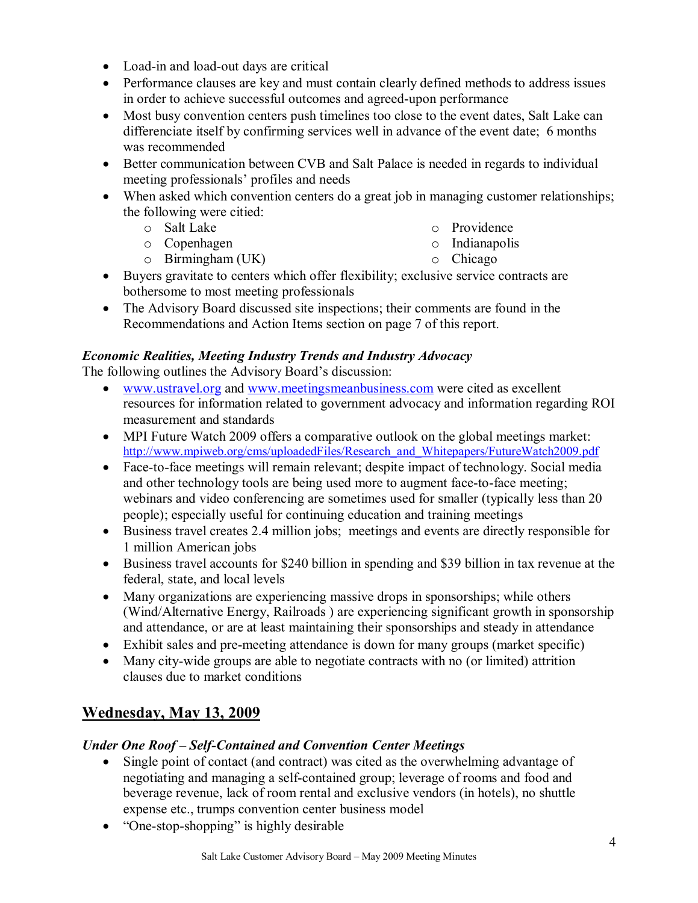- Load-in and load-out days are critical
- Performance clauses are key and must contain clearly defined methods to address issues in order to achieve successful outcomes and agreed-upon performance
- Most busy convention centers push timelines too close to the event dates, Salt Lake can differenciate itself by confirming services well in advance of the event date; 6 months was recommended
- Better communication between CVB and Salt Palace is needed in regards to individual meeting professionals' profiles and needs
- When asked which convention centers do a great job in managing customer relationships; the following were citied:
  - Salt Lake
  - Copenhagen
  - Birmingham (UK)
  - Providence
  - Indianapolis
  - Chicago
- Buyers gravitate to centers which offer flexibility; exclusive service contracts are bothersome to most meeting professionals
- The Advisory Board discussed site inspections; their comments are found in the Recommendations and Action Items section on page 7 of this report.

### *Economic Realities, Meeting Industry Trends and Industry Advocacy*

The following outlines the Advisory Board's discussion:

- www.ustravel.org and www.meetingsmeanbusiness.com were cited as excellent resources for information related to government advocacy and information regarding ROI measurement and standards
- MPI Future Watch 2009 offers a comparative outlook on the global meetings market: http://www.mpiweb.org/cms/uploadedFiles/Research_and_Whitepapers/FutureWatch2009.pdf
- Face-to-face meetings will remain relevant; despite impact of technology. Social media and other technology tools are being used more to augment face-to-face meeting; webinars and video conferencing are sometimes used for smaller (typically less than 20 people); especially useful for continuing education and training meetings
- Business travel creates 2.4 million jobs; meetings and events are directly responsible for 1 million American jobs
- Business travel accounts for $240 billion in spending and $39 billion in tax revenue at the federal, state, and local levels
- Many organizations are experiencing massive drops in sponsorships; while others (Wind/Alternative Energy, Railroads ) are experiencing significant growth in sponsorship and attendance, or are at least maintaining their sponsorships and steady in attendance
- Exhibit sales and pre-meeting attendance is down for many groups (market specific)
- Many city-wide groups are able to negotiate contracts with no (or limited) attrition clauses due to market conditions

## Wednesday, May 13, 2009

### *Under One Roof – Self-Contained and Convention Center Meetings*

- Single point of contact (and contract) was cited as the overwhelming advantage of negotiating and managing a self-contained group; leverage of rooms and food and beverage revenue, lack of room rental and exclusive vendors (in hotels), no shuttle expense etc., trumps convention center business model
- "One-stop-shopping" is highly desirable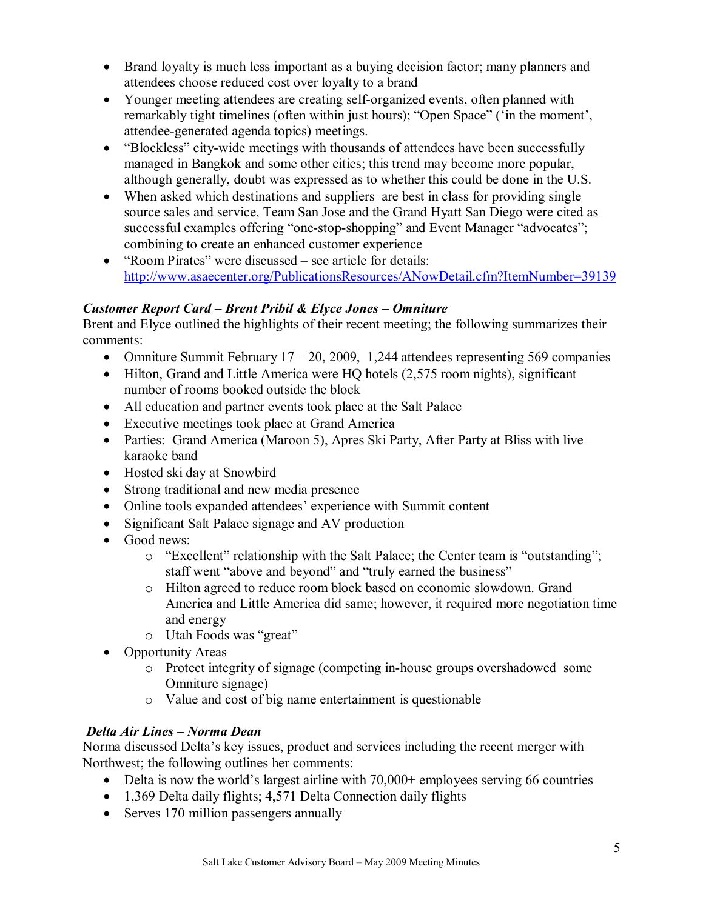- Brand loyalty is much less important as a buying decision factor; many planners and attendees choose reduced cost over loyalty to a brand
- Younger meeting attendees are creating self-organized events, often planned with remarkably tight timelines (often within just hours); "Open Space" ('in the moment', attendee-generated agenda topics) meetings.
- "Blockless" city-wide meetings with thousands of attendees have been successfully managed in Bangkok and some other cities; this trend may become more popular, although generally, doubt was expressed as to whether this could be done in the U.S.
- When asked which destinations and suppliers are best in class for providing single source sales and service, Team San Jose and the Grand Hyatt San Diego were cited as successful examples offering "one-stop-shopping" and Event Manager "advocates"; combining to create an enhanced customer experience
- "Room Pirates" were discussed – see article for details: http://www.asaecenter.org/PublicationsResources/ANowDetail.cfm?ItemNumber=39139

***Customer Report Card – Brent Pribil & Elyce Jones – Omniture***

Brent and Elyce outlined the highlights of their recent meeting; the following summarizes their comments:

- Omniture Summit February 17 – 20, 2009, 1,244 attendees representing 569 companies
- Hilton, Grand and Little America were HQ hotels (2,575 room nights), significant number of rooms booked outside the block
- All education and partner events took place at the Salt Palace
- Executive meetings took place at Grand America
- Parties: Grand America (Maroon 5), Apres Ski Party, After Party at Bliss with live karaoke band
- Hosted ski day at Snowbird
- Strong traditional and new media presence
- Online tools expanded attendees' experience with Summit content
- Significant Salt Palace signage and AV production
- Good news:
  - "Excellent" relationship with the Salt Palace; the Center team is "outstanding"; staff went "above and beyond" and "truly earned the business"
  - Hilton agreed to reduce room block based on economic slowdown. Grand America and Little America did same; however, it required more negotiation time and energy
  - Utah Foods was "great"
- Opportunity Areas
  - Protect integrity of signage (competing in-house groups overshadowed some Omniture signage)
  - Value and cost of big name entertainment is questionable

***Delta Air Lines – Norma Dean***

Norma discussed Delta's key issues, product and services including the recent merger with Northwest; the following outlines her comments:

- Delta is now the world's largest airline with 70,000+ employees serving 66 countries
- 1,369 Delta daily flights; 4,571 Delta Connection daily flights
- Serves 170 million passengers annually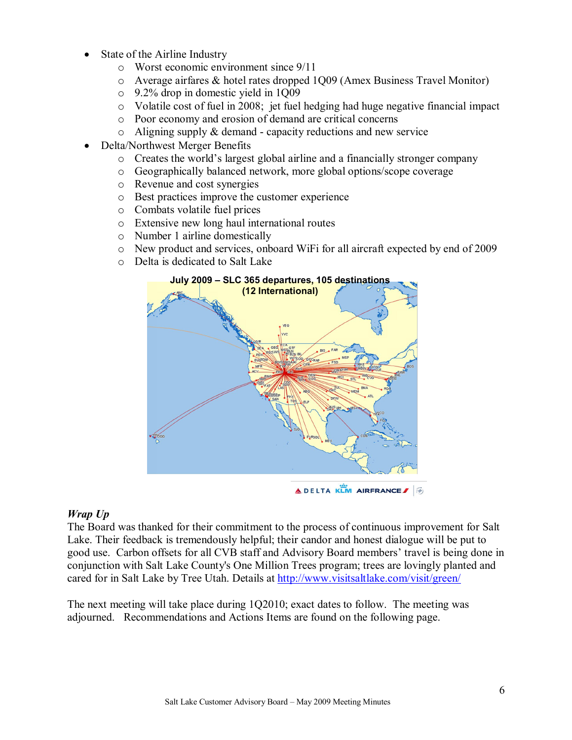- State of the Airline Industry
  - Worst economic environment since 9/11
  - Average airfares & hotel rates dropped 1Q09 (Amex Business Travel Monitor)
  - 9.2% drop in domestic yield in 1Q09
  - Volatile cost of fuel in 2008; jet fuel hedging had huge negative financial impact
  - Poor economy and erosion of demand are critical concerns
  - Aligning supply & demand - capacity reductions and new service
- Delta/Northwest Merger Benefits
  - Creates the world's largest global airline and a financially stronger company
  - Geographically balanced network, more global options/scope coverage
  - Revenue and cost synergies
  - Best practices improve the customer experience
  - Combats volatile fuel prices
  - Extensive new long haul international routes
  - Number 1 airline domestically
  - New product and services, onboard WiFi for all aircraft expected by end of 2009
  - Delta is dedicated to Salt Lake

**July 2009 – SLC 365 departures, 105 destinations (12 International)**

DELTA KLM AIRFRANCE

### *Wrap Up*

The Board was thanked for their commitment to the process of continuous improvement for Salt Lake. Their feedback is tremendously helpful; their candor and honest dialogue will be put to good use. Carbon offsets for all CVB staff and Advisory Board members' travel is being done in conjunction with Salt Lake County's One Million Trees program; trees are lovingly planted and cared for in Salt Lake by Tree Utah. Details at http://www.visitsaltlake.com/visit/green/

The next meeting will take place during 1Q2010; exact dates to follow. The meeting was adjourned. Recommendations and Actions Items are found on the following page.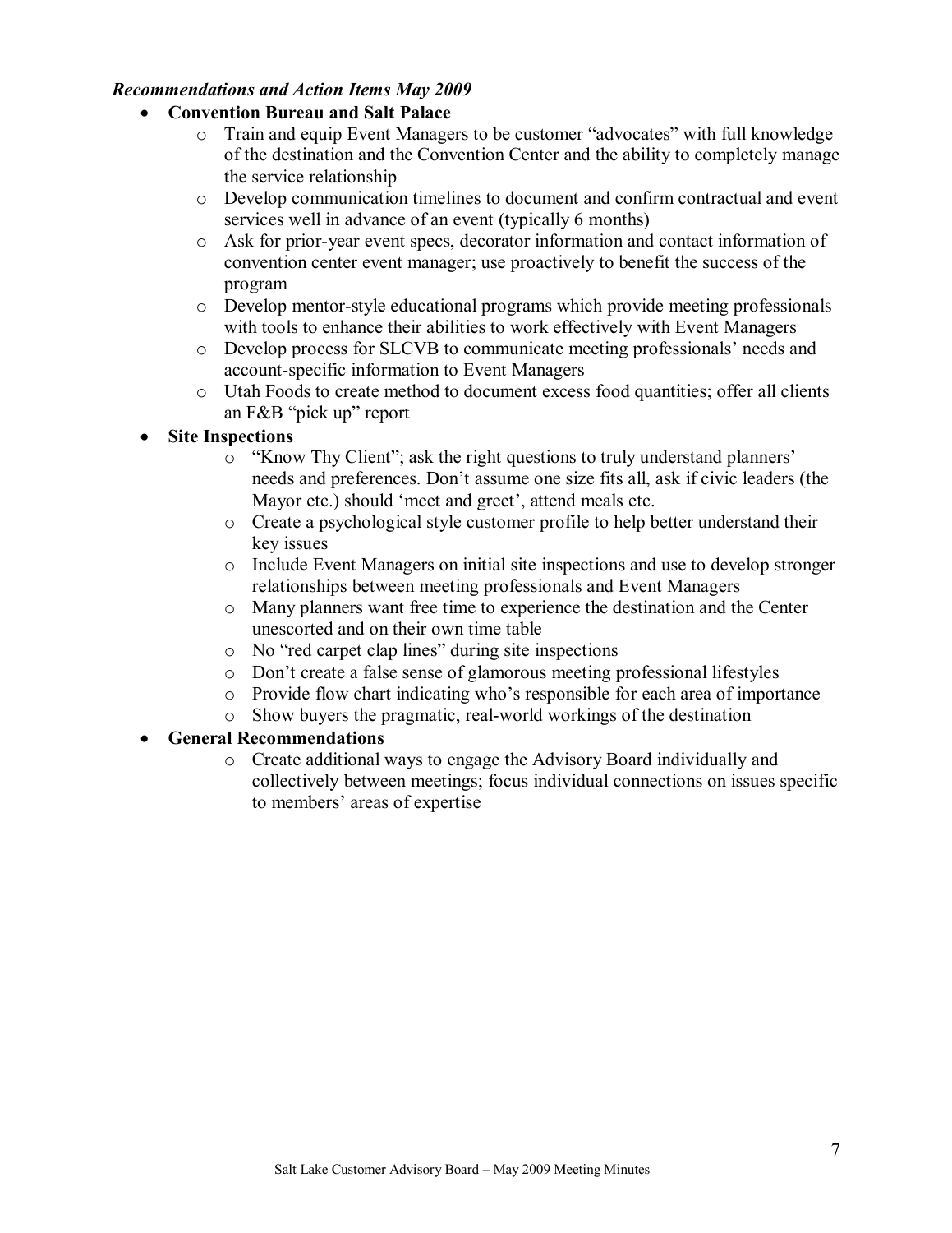***Recommendations and Action Items May 2009***

- **Convention Bureau and Salt Palace**
  - Train and equip Event Managers to be customer "advocates" with full knowledge of the destination and the Convention Center and the ability to completely manage the service relationship
  - Develop communication timelines to document and confirm contractual and event services well in advance of an event (typically 6 months)
  - Ask for prior-year event specs, decorator information and contact information of convention center event manager; use proactively to benefit the success of the program
  - Develop mentor-style educational programs which provide meeting professionals with tools to enhance their abilities to work effectively with Event Managers
  - Develop process for SLCVB to communicate meeting professionals' needs and account-specific information to Event Managers
  - Utah Foods to create method to document excess food quantities; offer all clients an F&B "pick up" report
- **Site Inspections**
  - "Know Thy Client"; ask the right questions to truly understand planners' needs and preferences. Don't assume one size fits all, ask if civic leaders (the Mayor etc.) should 'meet and greet', attend meals etc.
  - Create a psychological style customer profile to help better understand their key issues
  - Include Event Managers on initial site inspections and use to develop stronger relationships between meeting professionals and Event Managers
  - Many planners want free time to experience the destination and the Center unescorted and on their own time table
  - No "red carpet clap lines" during site inspections
  - Don't create a false sense of glamorous meeting professional lifestyles
  - Provide flow chart indicating who's responsible for each area of importance
  - Show buyers the pragmatic, real-world workings of the destination
- **General Recommendations**
  - Create additional ways to engage the Advisory Board individually and collectively between meetings; focus individual connections on issues specific to members' areas of expertise